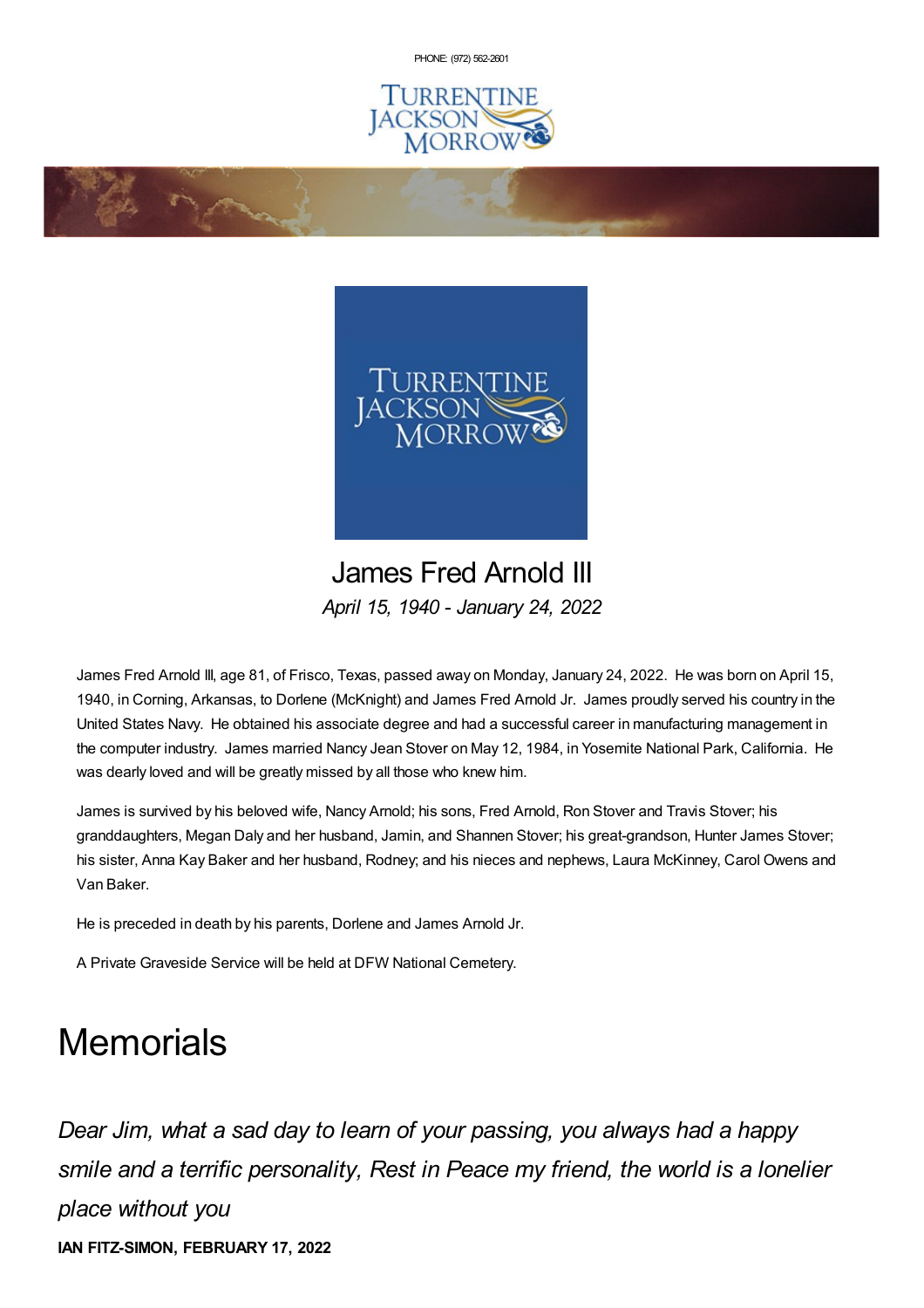PHONE: (972) 562-2601

# James Fred Arnold III

*April 15, 1940 - January 24, 2022*

James Fred Arnold III, age 81, of Frisco, Texas, passed away on Monday, January 24, 2022. He was born on April 15, 1940, in Corning, Arkansas, to Dorlene (McKnight) and James Fred Arnold Jr. James proudly served his country in the United States Navy. He obtained his associate degree and had a successful career in manufacturing management in the computer industry. James married Nancy Jean Stover on May 12, 1984, in Yosemite National Park, California. He was dearly loved and will be greatly missed by all those who knew him.

James is survived by his beloved wife, Nancy Arnold; his sons, Fred Arnold, Ron Stover and Travis Stover; his granddaughters, Megan Daly and her husband, Jamin, and Shannen Stover; his great-grandson, Hunter James Stover; his sister, Anna Kay Baker and her husband, Rodney; and his nieces and nephews, Laura McKinney, Carol Owens and Van Baker.

He is preceded in death by his parents, Dorlene and James Arnold Jr.

A Private Graveside Service will be held at DFW National Cemetery.

# Memorials

*Dear Jim, what a sad day to learn of your passing, you always had a happy smile and a terrific personality, Rest in Peace my friend, the world is a lonelier place without you*

**IAN FITZ-SIMON, FEBRUARY 17, 2022**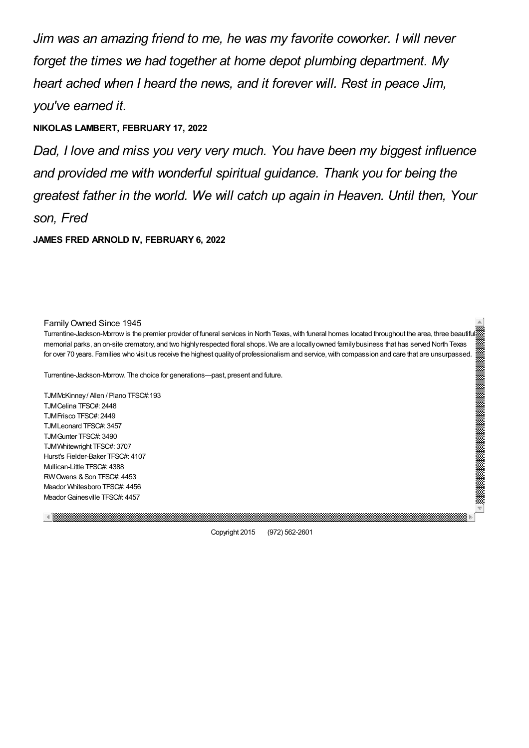*Jim was an amazing friend to me, he was my favorite coworker. I will never forget the times we had together at home depot plumbing department. My heart ached when I heard the news, and it forever will. Rest in peace Jim, you've earned it.*

**NIKOLAS LAMBERT, FEBRUARY 17, 2022**

*Dad, I love and miss you very very much. You have been my biggest influence and provided me with wonderful spiritual guidance. Thank you for being the greatest father in the world. We will catch up again in Heaven. Until then, Your son, Fred*

**JAMES FRED ARNOLD IV, FEBRUARY 6, 2022**

Family Owned Since 1945

Turrentine-Jackson-Morrow is the premier provider of funeral services in North Texas, with funeral homes located throughout the area, three beautiful memorial parks, an on-site crematory, and two highly respected floral shops. We are a locally owned family business that has served North Texas for over 70 years. Families who visit us receive the highest quality of professionalism and service, with compassion and care that are unsurpassed.

Turrentine-Jackson-Morrow. The choice for generations—past, present and future.

TJM McKinney / Allen / Plano TFSC#:193
TJM Celina TFSC#: 2448
TJM Frisco TFSC#: 2449
TJM Leonard TFSC#: 3457
TJM Gunter TFSC#: 3490
TJM Whitewright TFSC#: 3707
Hurst's Fielder-Baker TFSC#: 4107
Mullican-Little TFSC#: 4388
RW Owens & Son TFSC#: 4453
Meador Whitesboro TFSC#: 4456
Meador Gainesville TFSC#: 4457

Copyright 2015 (972) 562-2601